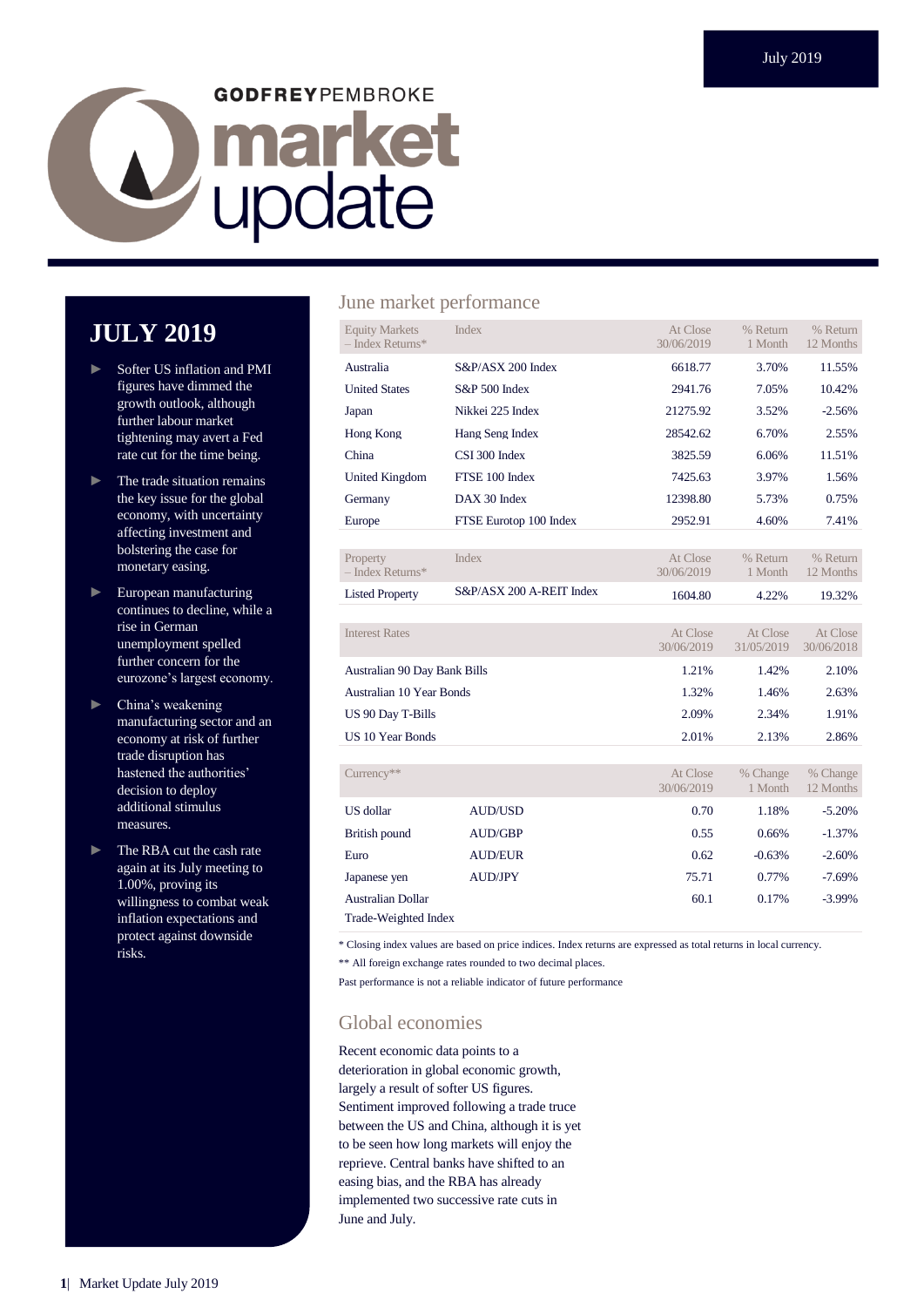July 2019

GODFREYPEMBROKE

# market update

## JULY 2019

- Softer US inflation and PMI figures have dimmed the growth outlook, although further labour market tightening may avert a Fed rate cut for the time being.
- The trade situation remains the key issue for the global economy, with uncertainty affecting investment and bolstering the case for monetary easing.
- European manufacturing continues to decline, while a rise in German unemployment spelled further concern for the eurozone's largest economy.
- China's weakening manufacturing sector and an economy at risk of further trade disruption has hastened the authorities' decision to deploy additional stimulus measures.
- The RBA cut the cash rate again at its July meeting to 1.00%, proving its willingness to combat weak inflation expectations and protect against downside risks.

## June market performance

| Equity Markets – Index Returns* | Index | At Close 30/06/2019 | % Return 1 Month | % Return 12 Months |
|---|---|---|---|---|
| Australia | S&P/ASX 200 Index | 6618.77 | 3.70% | 11.55% |
| United States | S&P 500 Index | 2941.76 | 7.05% | 10.42% |
| Japan | Nikkei 225 Index | 21275.92 | 3.52% | -2.56% |
| Hong Kong | Hang Seng Index | 28542.62 | 6.70% | 2.55% |
| China | CSI 300 Index | 3825.59 | 6.06% | 11.51% |
| United Kingdom | FTSE 100 Index | 7425.63 | 3.97% | 1.56% |
| Germany | DAX 30 Index | 12398.80 | 5.73% | 0.75% |
| Europe | FTSE Eurotop 100 Index | 2952.91 | 4.60% | 7.41% |

| Property – Index Returns* | Index | At Close 30/06/2019 | % Return 1 Month | % Return 12 Months |
|---|---|---|---|---|
| Listed Property | S&P/ASX 200 A-REIT Index | 1604.80 | 4.22% | 19.32% |

| Interest Rates | At Close 30/06/2019 | At Close 31/05/2019 | At Close 30/06/2018 |
|---|---|---|---|
| Australian 90 Day Bank Bills | 1.21% | 1.42% | 2.10% |
| Australian 10 Year Bonds | 1.32% | 1.46% | 2.63% |
| US 90 Day T-Bills | 2.09% | 2.34% | 1.91% |
| US 10 Year Bonds | 2.01% | 2.13% | 2.86% |

| Currency** | | At Close 30/06/2019 | % Change 1 Month | % Change 12 Months |
|---|---|---|---|---|
| US dollar | AUD/USD | 0.70 | 1.18% | -5.20% |
| British pound | AUD/GBP | 0.55 | 0.66% | -1.37% |
| Euro | AUD/EUR | 0.62 | -0.63% | -2.60% |
| Japanese yen | AUD/JPY | 75.71 | 0.77% | -7.69% |
| Australian Dollar Trade-Weighted Index | | 60.1 | 0.17% | -3.99% |

* Closing index values are based on price indices. Index returns are expressed as total returns in local currency.

** All foreign exchange rates rounded to two decimal places.

Past performance is not a reliable indicator of future performance

## Global economies

Recent economic data points to a deterioration in global economic growth, largely a result of softer US figures. Sentiment improved following a trade truce between the US and China, although it is yet to be seen how long markets will enjoy the reprieve. Central banks have shifted to an easing bias, and the RBA has already implemented two successive rate cuts in June and July.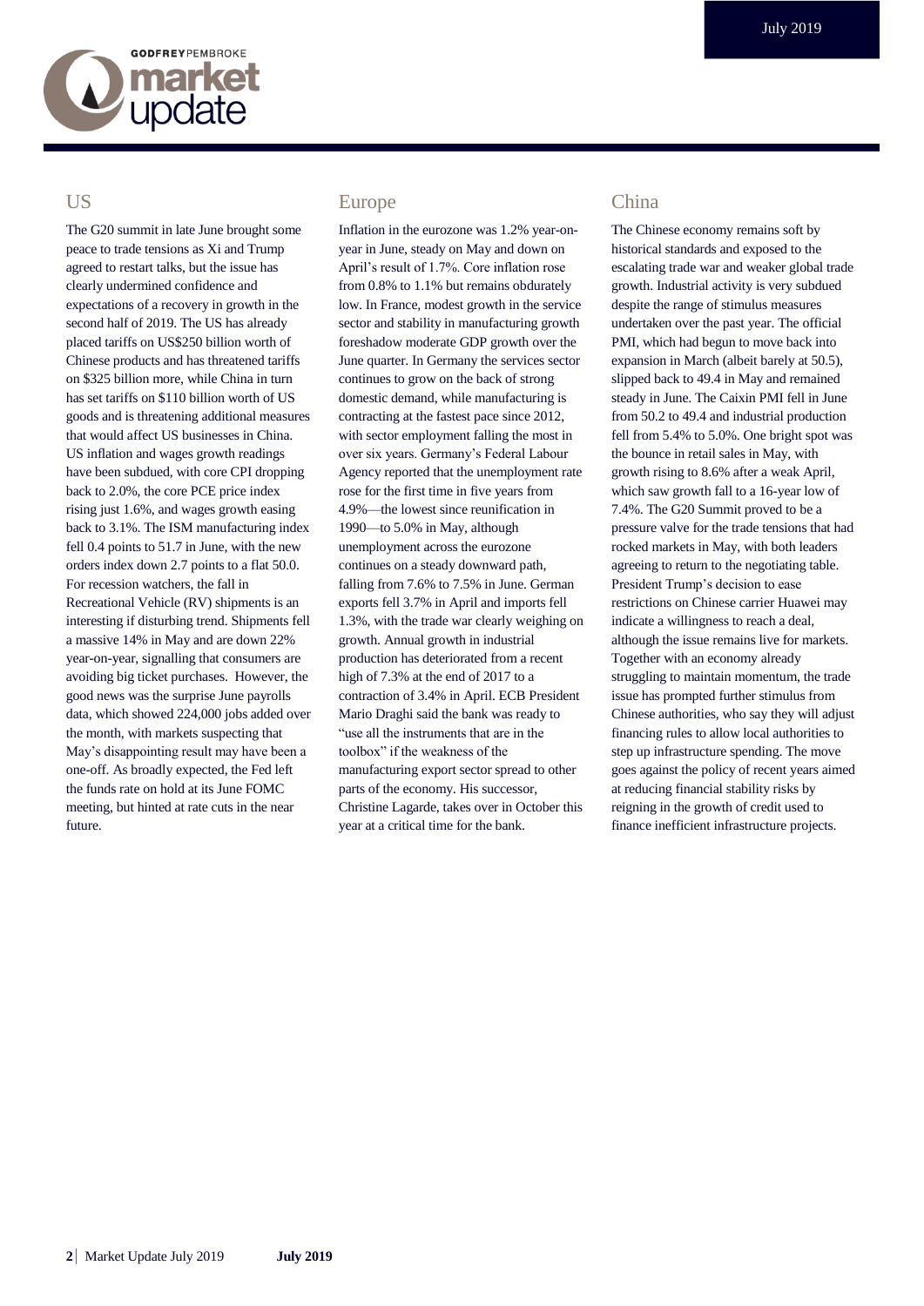## US

The G20 summit in late June brought some peace to trade tensions as Xi and Trump agreed to restart talks, but the issue has clearly undermined confidence and expectations of a recovery in growth in the second half of 2019. The US has already placed tariffs on US$250 billion worth of Chinese products and has threatened tariffs on $325 billion more, while China in turn has set tariffs on $110 billion worth of US goods and is threatening additional measures that would affect US businesses in China. US inflation and wages growth readings have been subdued, with core CPI dropping back to 2.0%, the core PCE price index rising just 1.6%, and wages growth easing back to 3.1%. The ISM manufacturing index fell 0.4 points to 51.7 in June, with the new orders index down 2.7 points to a flat 50.0. For recession watchers, the fall in Recreational Vehicle (RV) shipments is an interesting if disturbing trend. Shipments fell a massive 14% in May and are down 22% year-on-year, signalling that consumers are avoiding big ticket purchases. However, the good news was the surprise June payrolls data, which showed 224,000 jobs added over the month, with markets suspecting that May's disappointing result may have been a one-off. As broadly expected, the Fed left the funds rate on hold at its June FOMC meeting, but hinted at rate cuts in the near future.

## Europe

Inflation in the eurozone was 1.2% year-on-year in June, steady on May and down on April's result of 1.7%. Core inflation rose from 0.8% to 1.1% but remains obdurately low. In France, modest growth in the service sector and stability in manufacturing growth foreshadow moderate GDP growth over the June quarter. In Germany the services sector continues to grow on the back of strong domestic demand, while manufacturing is contracting at the fastest pace since 2012, with sector employment falling the most in over six years. Germany's Federal Labour Agency reported that the unemployment rate rose for the first time in five years from 4.9%—the lowest since reunification in 1990—to 5.0% in May, although unemployment across the eurozone continues on a steady downward path, falling from 7.6% to 7.5% in June. German exports fell 3.7% in April and imports fell 1.3%, with the trade war clearly weighing on growth. Annual growth in industrial production has deteriorated from a recent high of 7.3% at the end of 2017 to a contraction of 3.4% in April. ECB President Mario Draghi said the bank was ready to "use all the instruments that are in the toolbox" if the weakness of the manufacturing export sector spread to other parts of the economy. His successor, Christine Lagarde, takes over in October this year at a critical time for the bank.

## China

The Chinese economy remains soft by historical standards and exposed to the escalating trade war and weaker global trade growth. Industrial activity is very subdued despite the range of stimulus measures undertaken over the past year. The official PMI, which had begun to move back into expansion in March (albeit barely at 50.5), slipped back to 49.4 in May and remained steady in June. The Caixin PMI fell in June from 50.2 to 49.4 and industrial production fell from 5.4% to 5.0%. One bright spot was the bounce in retail sales in May, with growth rising to 8.6% after a weak April, which saw growth fall to a 16-year low of 7.4%. The G20 Summit proved to be a pressure valve for the trade tensions that had rocked markets in May, with both leaders agreeing to return to the negotiating table. President Trump's decision to ease restrictions on Chinese carrier Huawei may indicate a willingness to reach a deal, although the issue remains live for markets. Together with an economy already struggling to maintain momentum, the trade issue has prompted further stimulus from Chinese authorities, who say they will adjust financing rules to allow local authorities to step up infrastructure spending. The move goes against the policy of recent years aimed at reducing financial stability risks by reigning in the growth of credit used to finance inefficient infrastructure projects.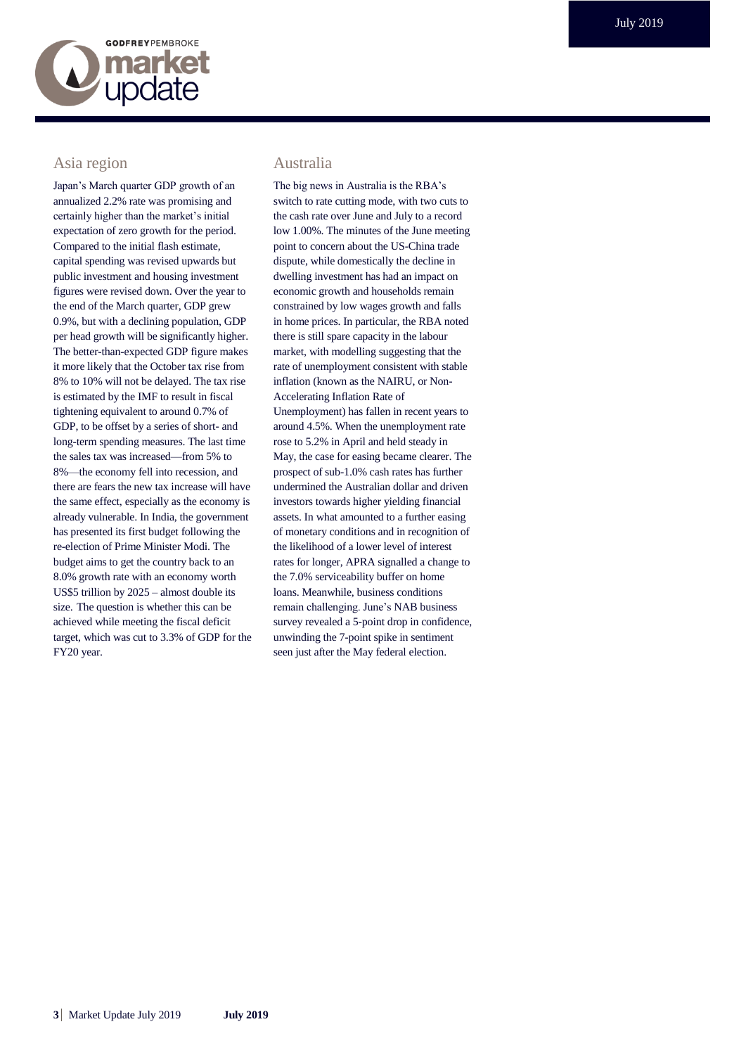## Asia region

Japan's March quarter GDP growth of an annualized 2.2% rate was promising and certainly higher than the market's initial expectation of zero growth for the period. Compared to the initial flash estimate, capital spending was revised upwards but public investment and housing investment figures were revised down. Over the year to the end of the March quarter, GDP grew 0.9%, but with a declining population, GDP per head growth will be significantly higher. The better-than-expected GDP figure makes it more likely that the October tax rise from 8% to 10% will not be delayed. The tax rise is estimated by the IMF to result in fiscal tightening equivalent to around 0.7% of GDP, to be offset by a series of short- and long-term spending measures. The last time the sales tax was increased—from 5% to 8%—the economy fell into recession, and there are fears the new tax increase will have the same effect, especially as the economy is already vulnerable. In India, the government has presented its first budget following the re-election of Prime Minister Modi. The budget aims to get the country back to an 8.0% growth rate with an economy worth US$5 trillion by 2025 – almost double its size. The question is whether this can be achieved while meeting the fiscal deficit target, which was cut to 3.3% of GDP for the FY20 year.

## Australia

The big news in Australia is the RBA's switch to rate cutting mode, with two cuts to the cash rate over June and July to a record low 1.00%. The minutes of the June meeting point to concern about the US-China trade dispute, while domestically the decline in dwelling investment has had an impact on economic growth and households remain constrained by low wages growth and falls in home prices. In particular, the RBA noted there is still spare capacity in the labour market, with modelling suggesting that the rate of unemployment consistent with stable inflation (known as the NAIRU, or Non-Accelerating Inflation Rate of Unemployment) has fallen in recent years to around 4.5%. When the unemployment rate rose to 5.2% in April and held steady in May, the case for easing became clearer. The prospect of sub-1.0% cash rates has further undermined the Australian dollar and driven investors towards higher yielding financial assets. In what amounted to a further easing of monetary conditions and in recognition of the likelihood of a lower level of interest rates for longer, APRA signalled a change to the 7.0% serviceability buffer on home loans. Meanwhile, business conditions remain challenging. June's NAB business survey revealed a 5-point drop in confidence, unwinding the 7-point spike in sentiment seen just after the May federal election.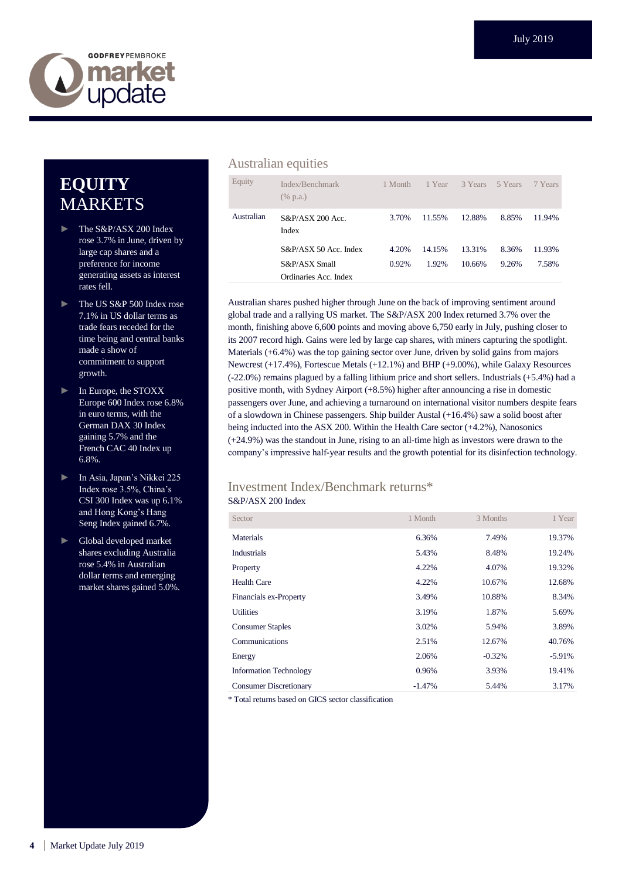# EQUITY MARKETS

- The S&P/ASX 200 Index rose 3.7% in June, driven by large cap shares and a preference for income generating assets as interest rates fell.
- The US S&P 500 Index rose 7.1% in US dollar terms as trade fears receded for the time being and central banks made a show of commitment to support growth.
- In Europe, the STOXX Europe 600 Index rose 6.8% in euro terms, with the German DAX 30 Index gaining 5.7% and the French CAC 40 Index up 6.8%.
- In Asia, Japan's Nikkei 225 Index rose 3.5%, China's CSI 300 Index was up 6.1% and Hong Kong's Hang Seng Index gained 6.7%.
- Global developed market shares excluding Australia rose 5.4% in Australian dollar terms and emerging market shares gained 5.0%.

## Australian equities

| Equity | Index/Benchmark (% p.a.) | 1 Month | 1 Year | 3 Years | 5 Years | 7 Years |
|---|---|---|---|---|---|---|
| Australian | S&P/ASX 200 Acc. Index | 3.70% | 11.55% | 12.88% | 8.85% | 11.94% |
| | S&P/ASX 50 Acc. Index | 4.20% | 14.15% | 13.31% | 8.36% | 11.93% |
| | S&P/ASX Small Ordinaries Acc. Index | 0.92% | 1.92% | 10.66% | 9.26% | 7.58% |

Australian shares pushed higher through June on the back of improving sentiment around global trade and a rallying US market. The S&P/ASX 200 Index returned 3.7% over the month, finishing above 6,600 points and moving above 6,750 early in July, pushing closer to its 2007 record high. Gains were led by large cap shares, with miners capturing the spotlight. Materials (+6.4%) was the top gaining sector over June, driven by solid gains from majors Newcrest (+17.4%), Fortescue Metals (+12.1%) and BHP (+9.00%), while Galaxy Resources (-22.0%) remains plagued by a falling lithium price and short sellers. Industrials (+5.4%) had a positive month, with Sydney Airport (+8.5%) higher after announcing a rise in domestic passengers over June, and achieving a turnaround on international visitor numbers despite fears of a slowdown in Chinese passengers. Ship builder Austal (+16.4%) saw a solid boost after being inducted into the ASX 200. Within the Health Care sector (+4.2%), Nanosonics (+24.9%) was the standout in June, rising to an all-time high as investors were drawn to the company's impressive half-year results and the growth potential for its disinfection technology.

## Investment Index/Benchmark returns*

S&P/ASX 200 Index

| Sector | 1 Month | 3 Months | 1 Year |
|---|---|---|---|
| Materials | 6.36% | 7.49% | 19.37% |
| Industrials | 5.43% | 8.48% | 19.24% |
| Property | 4.22% | 4.07% | 19.32% |
| Health Care | 4.22% | 10.67% | 12.68% |
| Financials ex-Property | 3.49% | 10.88% | 8.34% |
| Utilities | 3.19% | 1.87% | 5.69% |
| Consumer Staples | 3.02% | 5.94% | 3.89% |
| Communications | 2.51% | 12.67% | 40.76% |
| Energy | 2.06% | -0.32% | -5.91% |
| Information Technology | 0.96% | 3.93% | 19.41% |
| Consumer Discretionary | -1.47% | 5.44% | 3.17% |

* Total returns based on GICS sector classification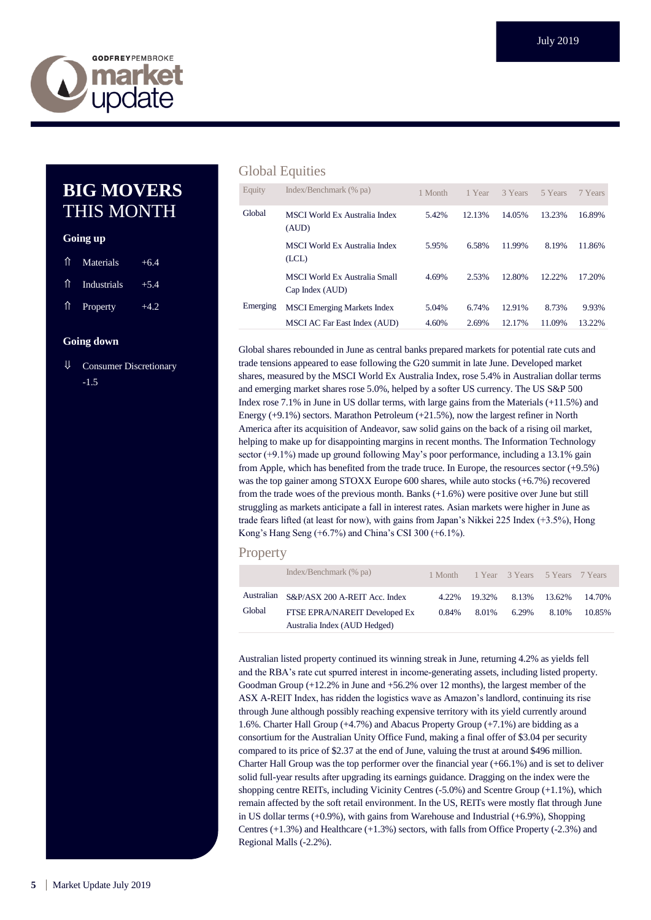## BIG MOVERS THIS MONTH

### Going up

- ⇑ Materials +6.4
- ⇑ Industrials +5.4
- ⇑ Property +4.2

### Going down

- ⇓ Consumer Discretionary -1.5

## Global Equities

| Equity | Index/Benchmark (% pa) | 1 Month | 1 Year | 3 Years | 5 Years | 7 Years |
|---|---|---|---|---|---|---|
| Global | MSCI World Ex Australia Index (AUD) | 5.42% | 12.13% | 14.05% | 13.23% | 16.89% |
| | MSCI World Ex Australia Index (LCL) | 5.95% | 6.58% | 11.99% | 8.19% | 11.86% |
| | MSCI World Ex Australia Small Cap Index (AUD) | 4.69% | 2.53% | 12.80% | 12.22% | 17.20% |
| Emerging | MSCI Emerging Markets Index | 5.04% | 6.74% | 12.91% | 8.73% | 9.93% |
| | MSCI AC Far East Index (AUD) | 4.60% | 2.69% | 12.17% | 11.09% | 13.22% |

Global shares rebounded in June as central banks prepared markets for potential rate cuts and trade tensions appeared to ease following the G20 summit in late June. Developed market shares, measured by the MSCI World Ex Australia Index, rose 5.4% in Australian dollar terms and emerging market shares rose 5.0%, helped by a softer US currency. The US S&P 500 Index rose 7.1% in June in US dollar terms, with large gains from the Materials (+11.5%) and Energy (+9.1%) sectors. Marathon Petroleum (+21.5%), now the largest refiner in North America after its acquisition of Andeavor, saw solid gains on the back of a rising oil market, helping to make up for disappointing margins in recent months. The Information Technology sector (+9.1%) made up ground following May's poor performance, including a 13.1% gain from Apple, which has benefited from the trade truce. In Europe, the resources sector (+9.5%) was the top gainer among STOXX Europe 600 shares, while auto stocks (+6.7%) recovered from the trade woes of the previous month. Banks (+1.6%) were positive over June but still struggling as markets anticipate a fall in interest rates. Asian markets were higher in June as trade fears lifted (at least for now), with gains from Japan's Nikkei 225 Index (+3.5%), Hong Kong's Hang Seng (+6.7%) and China's CSI 300 (+6.1%).

## Property

| | Index/Benchmark (% pa) | 1 Month | 1 Year | 3 Years | 5 Years | 7 Years |
|---|---|---|---|---|---|---|
| Australian | S&P/ASX 200 A-REIT Acc. Index | 4.22% | 19.32% | 8.13% | 13.62% | 14.70% |
| Global | FTSE EPRA/NAREIT Developed Ex Australia Index (AUD Hedged) | 0.84% | 8.01% | 6.29% | 8.10% | 10.85% |

Australian listed property continued its winning streak in June, returning 4.2% as yields fell and the RBA's rate cut spurred interest in income-generating assets, including listed property. Goodman Group (+12.2% in June and +56.2% over 12 months), the largest member of the ASX A-REIT Index, has ridden the logistics wave as Amazon's landlord, continuing its rise through June although possibly reaching expensive territory with its yield currently around 1.6%. Charter Hall Group (+4.7%) and Abacus Property Group (+7.1%) are bidding as a consortium for the Australian Unity Office Fund, making a final offer of $3.04 per security compared to its price of $2.37 at the end of June, valuing the trust at around $496 million. Charter Hall Group was the top performer over the financial year (+66.1%) and is set to deliver solid full-year results after upgrading its earnings guidance. Dragging on the index were the shopping centre REITs, including Vicinity Centres (-5.0%) and Scentre Group (+1.1%), which remain affected by the soft retail environment. In the US, REITs were mostly flat through June in US dollar terms (+0.9%), with gains from Warehouse and Industrial (+6.9%), Shopping Centres (+1.3%) and Healthcare (+1.3%) sectors, with falls from Office Property (-2.3%) and Regional Malls (-2.2%).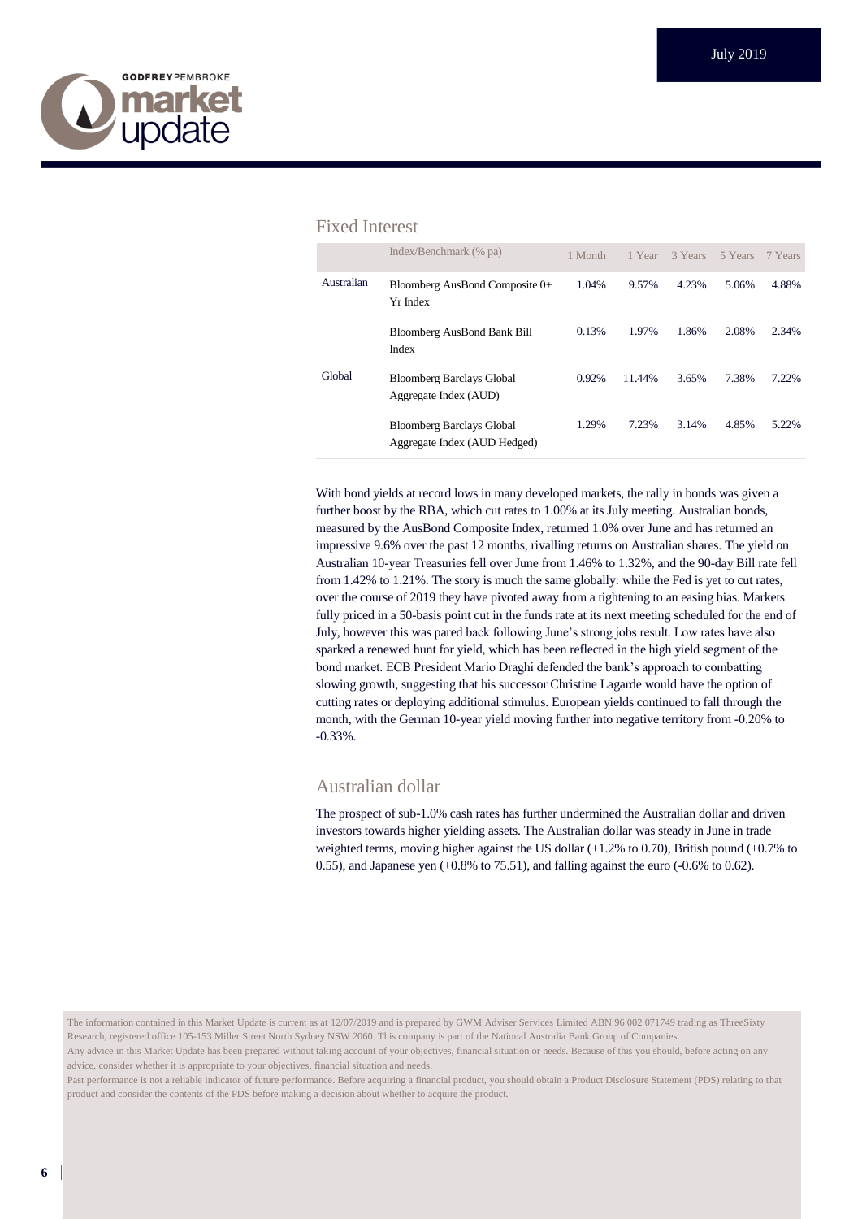## Fixed Interest

| | Index/Benchmark (% pa) | 1 Month | 1 Year | 3 Years | 5 Years | 7 Years |
|---|---|---|---|---|---|---|
| Australian | Bloomberg AusBond Composite 0+ Yr Index | 1.04% | 9.57% | 4.23% | 5.06% | 4.88% |
| | Bloomberg AusBond Bank Bill Index | 0.13% | 1.97% | 1.86% | 2.08% | 2.34% |
| Global | Bloomberg Barclays Global Aggregate Index (AUD) | 0.92% | 11.44% | 3.65% | 7.38% | 7.22% |
| | Bloomberg Barclays Global Aggregate Index (AUD Hedged) | 1.29% | 7.23% | 3.14% | 4.85% | 5.22% |

With bond yields at record lows in many developed markets, the rally in bonds was given a further boost by the RBA, which cut rates to 1.00% at its July meeting. Australian bonds, measured by the AusBond Composite Index, returned 1.0% over June and has returned an impressive 9.6% over the past 12 months, rivalling returns on Australian shares. The yield on Australian 10-year Treasuries fell over June from 1.46% to 1.32%, and the 90-day Bill rate fell from 1.42% to 1.21%. The story is much the same globally: while the Fed is yet to cut rates, over the course of 2019 they have pivoted away from a tightening to an easing bias. Markets fully priced in a 50-basis point cut in the funds rate at its next meeting scheduled for the end of July, however this was pared back following June's strong jobs result. Low rates have also sparked a renewed hunt for yield, which has been reflected in the high yield segment of the bond market. ECB President Mario Draghi defended the bank's approach to combatting slowing growth, suggesting that his successor Christine Lagarde would have the option of cutting rates or deploying additional stimulus. European yields continued to fall through the month, with the German 10-year yield moving further into negative territory from -0.20% to -0.33%.

## Australian dollar

The prospect of sub-1.0% cash rates has further undermined the Australian dollar and driven investors towards higher yielding assets. The Australian dollar was steady in June in trade weighted terms, moving higher against the US dollar (+1.2% to 0.70), British pound (+0.7% to 0.55), and Japanese yen (+0.8% to 75.51), and falling against the euro (-0.6% to 0.62).

The information contained in this Market Update is current as at 12/07/2019 and is prepared by GWM Adviser Services Limited ABN 96 002 071749 trading as ThreeSixty Research, registered office 105-153 Miller Street North Sydney NSW 2060. This company is part of the National Australia Bank Group of Companies.
Any advice in this Market Update has been prepared without taking account of your objectives, financial situation or needs. Because of this you should, before acting on any advice, consider whether it is appropriate to your objectives, financial situation and needs.
Past performance is not a reliable indicator of future performance. Before acquiring a financial product, you should obtain a Product Disclosure Statement (PDS) relating to that product and consider the contents of the PDS before making a decision about whether to acquire the product.